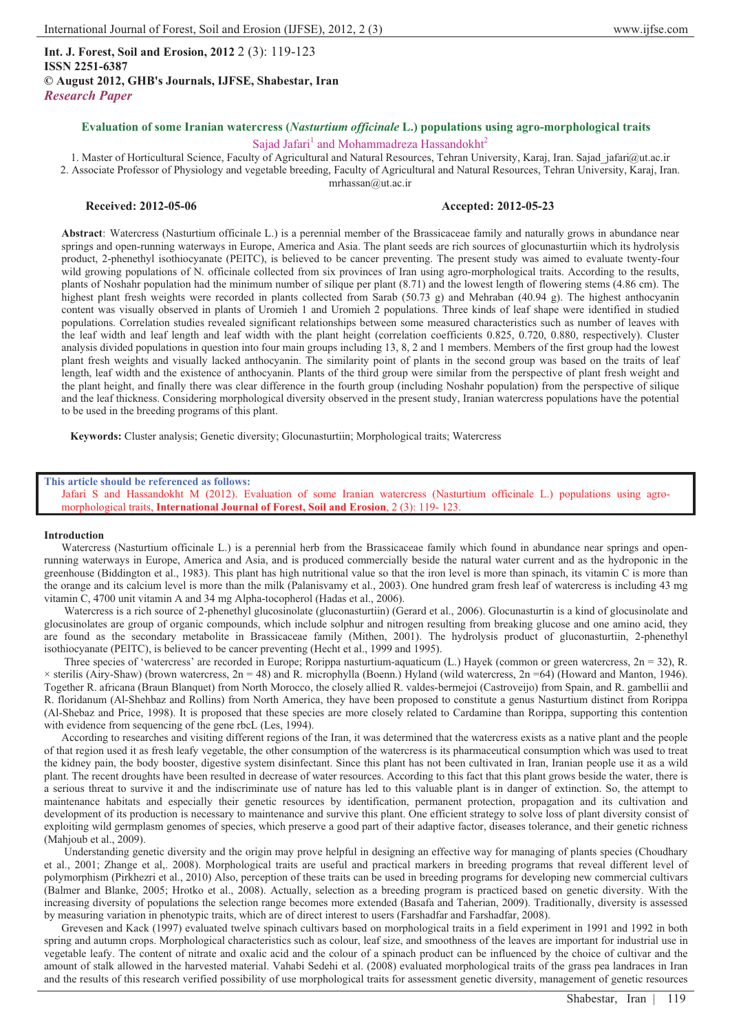**Int. J. Forest, Soil and Erosion, 2012** 2 (3): 119-123
**ISSN 2251-6387**
**© August 2012, GHB's Journals, IJFSE, Shabestar, Iran**
***Research Paper***

# Evaluation of some Iranian watercress (*Nasturtium officinale* L.) populations using agro-morphological traits

Sajad Jafari[1] and Mohammadreza Hassandokht[2]

1. Master of Horticultural Science, Faculty of Agricultural and Natural Resources, Tehran University, Karaj, Iran. Sajad_jafari@ut.ac.ir
2. Associate Professor of Physiology and vegetable breeding, Faculty of Agricultural and Natural Resources, Tehran University, Karaj, Iran. mrhassan@ut.ac.ir

**Received: 2012-05-06** **Accepted: 2012-05-23**

**Abstract**: Watercress (Nasturtium officinale L.) is a perennial member of the Brassicaceae family and naturally grows in abundance near springs and open-running waterways in Europe, America and Asia. The plant seeds are rich sources of glocunasturtiin which its hydrolysis product, 2-phenethyl isothiocyanate (PEITC), is believed to be cancer preventing. The present study was aimed to evaluate twenty-four wild growing populations of N. officinale collected from six provinces of Iran using agro-morphological traits. According to the results, plants of Noshahr population had the minimum number of silique per plant (8.71) and the lowest length of flowering stems (4.86 cm). The highest plant fresh weights were recorded in plants collected from Sarab (50.73 g) and Mehraban (40.94 g). The highest anthocyanin content was visually observed in plants of Uromieh 1 and Uromieh 2 populations. Three kinds of leaf shape were identified in studied populations. Correlation studies revealed significant relationships between some measured characteristics such as number of leaves with the leaf width and leaf length and leaf width with the plant height (correlation coefficients 0.825, 0.720, 0.880, respectively). Cluster analysis divided populations in question into four main groups including 13, 8, 2 and 1 members. Members of the first group had the lowest plant fresh weights and visually lacked anthocyanin. The similarity point of plants in the second group was based on the traits of leaf length, leaf width and the existence of anthocyanin. Plants of the third group were similar from the perspective of plant fresh weight and the plant height, and finally there was clear difference in the fourth group (including Noshahr population) from the perspective of silique and the leaf thickness. Considering morphological diversity observed in the present study, Iranian watercress populations have the potential to be used in the breeding programs of this plant.

**Keywords:** Cluster analysis; Genetic diversity; Glocunasturtiin; Morphological traits; Watercress

**This article should be referenced as follows:**
Jafari S and Hassandokht M (2012). Evaluation of some Iranian watercress (Nasturtium officinale L.) populations using agro-morphological traits, **International Journal of Forest, Soil and Erosion**, 2 (3): 119- 123.

## Introduction

Watercress (Nasturtium officinale L.) is a perennial herb from the Brassicaceae family which found in abundance near springs and open-running waterways in Europe, America and Asia, and is produced commercially beside the natural water current and as the hydroponic in the greenhouse (Biddington et al., 1983). This plant has high nutritional value so that the iron level is more than spinach, its vitamin C is more than the orange and its calcium level is more than the milk (Palanisvamy et al., 2003). One hundred gram fresh leaf of watercress is including 43 mg vitamin C, 4700 unit vitamin A and 34 mg Alpha-tocopherol (Hadas et al., 2006).

Watercress is a rich source of 2-phenethyl glucosinolate (gluconasturtiin) (Gerard et al., 2006). Glocunasturtin is a kind of glocusinolate and glocusinolates are group of organic compounds, which include solphur and nitrogen resulting from breaking glucose and one amino acid, they are found as the secondary metabolite in Brassicaceae family (Mithen, 2001). The hydrolysis product of gluconasturtiin, 2-phenethyl isothiocyanate (PEITC), is believed to be cancer preventing (Hecht et al., 1999 and 1995).

Three species of 'watercress' are recorded in Europe; Rorippa nasturtium-aquaticum (L.) Hayek (common or green watercress, 2n = 32), R. × sterilis (Airy-Shaw) (brown watercress, 2n = 48) and R. microphylla (Boenn.) Hyland (wild watercress, 2n =64) (Howard and Manton, 1946). Together R. africana (Braun Blanquet) from North Morocco, the closely allied R. valdes-bermejoi (Castroveijo) from Spain, and R. gambellii and R. floridanum (Al-Shehbaz and Rollins) from North America, they have been proposed to constitute a genus Nasturtium distinct from Rorippa (Al-Shebaz and Price, 1998). It is proposed that these species are more closely related to Cardamine than Rorippa, supporting this contention with evidence from sequencing of the gene rbcL (Les, 1994).

According to researches and visiting different regions of the Iran, it was determined that the watercress exists as a native plant and the people of that region used it as fresh leafy vegetable, the other consumption of the watercress is its pharmaceutical consumption which was used to treat the kidney pain, the body booster, digestive system disinfectant. Since this plant has not been cultivated in Iran, Iranian people use it as a wild plant. The recent droughts have been resulted in decrease of water resources. According to this fact that this plant grows beside the water, there is a serious threat to survive it and the indiscriminate use of nature has led to this valuable plant is in danger of extinction. So, the attempt to maintenance habitats and especially their genetic resources by identification, permanent protection, propagation and its cultivation and development of its production is necessary to maintenance and survive this plant. One efficient strategy to solve loss of plant diversity consist of exploiting wild germplasm genomes of species, which preserve a good part of their adaptive factor, diseases tolerance, and their genetic richness (Mahjoub et al., 2009).

Understanding genetic diversity and the origin may prove helpful in designing an effective way for managing of plants species (Choudhary et al., 2001; Zhange et al,. 2008). Morphological traits are useful and practical markers in breeding programs that reveal different level of polymorphism (Pirkhezri et al., 2010) Also, perception of these traits can be used in breeding programs for developing new commercial cultivars (Balmer and Blanke, 2005; Hrotko et al., 2008). Actually, selection as a breeding program is practiced based on genetic diversity. With the increasing diversity of populations the selection range becomes more extended (Basafa and Taherian, 2009). Traditionally, diversity is assessed by measuring variation in phenotypic traits, which are of direct interest to users (Farshadfar and Farshadfar, 2008).

Grevesen and Kack (1997) evaluated twelve spinach cultivars based on morphological traits in a field experiment in 1991 and 1992 in both spring and autumn crops. Morphological characteristics such as colour, leaf size, and smoothness of the leaves are important for industrial use in vegetable leafy. The content of nitrate and oxalic acid and the colour of a spinach product can be influenced by the choice of cultivar and the amount of stalk allowed in the harvested material. Vahabi Sedehi et al. (2008) evaluated morphological traits of the grass pea landraces in Iran and the results of this research verified possibility of use morphological traits for assessment genetic diversity, management of genetic resources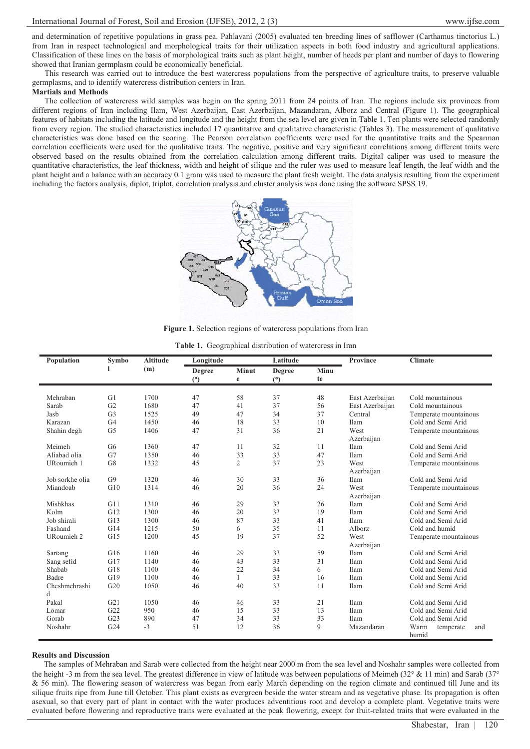and determination of repetitive populations in grass pea. Pahlavani (2005) evaluated ten breeding lines of safflower (Carthamus tinctorius L.) from Iran in respect technological and morphological traits for their utilization aspects in both food industry and agricultural applications. Classification of these lines on the basis of morphological traits such as plant height, number of heeds per plant and number of days to flowering showed that Iranian germplasm could be economically beneficial.

This research was carried out to introduce the best watercress populations from the perspective of agriculture traits, to preserve valuable germplasms, and to identify watercress distribution centers in Iran.

**Martials and Methods**

The collection of watercress wild samples was begin on the spring 2011 from 24 points of Iran. The regions include six provinces from different regions of Iran including Ilam, West Azerbaijan, East Azerbaijan, Mazandaran, Alborz and Central (Figure 1). The geographical features of habitats including the latitude and longitude and the height from the sea level are given in Table 1. Ten plants were selected randomly from every region. The studied characteristics included 17 quantitative and qualitative characteristic (Tables 3). The measurement of qualitative characteristics was done based on the scoring. The Pearson correlation coefficients were used for the quantitative traits and the Spearman correlation coefficients were used for the qualitative traits. The negative, positive and very significant correlations among different traits were observed based on the results obtained from the correlation calculation among different traits. Digital caliper was used to measure the quantitative characteristics, the leaf thickness, width and height of silique and the ruler was used to measure leaf length, the leaf width and the plant height and a balance with an accuracy 0.1 gram was used to measure the plant fresh weight. The data analysis resulting from the experiment including the factors analysis, diplot, triplot, correlation analysis and cluster analysis was done using the software SPSS 19.

**Figure 1.** Selection regions of watercress populations from Iran

**Table 1.** Geographical distribution of watercress in Iran

| Population | Symbol | Altitude (m) | Longitude | | Latitude | | Province | Climate |
|---|---|---|---|---|---|---|---|---|
| | | | Degree (°) | Minute | Degree (°) | Minute | | |
| Mehraban | G1 | 1700 | 47 | 58 | 37 | 48 | East Azerbaijan | Cold mountainous |
| Sarab | G2 | 1680 | 47 | 41 | 37 | 56 | East Azerbaijan | Cold mountainous |
| Jasb | G3 | 1525 | 49 | 47 | 34 | 37 | Central | Temperate mountainous |
| Karazan | G4 | 1450 | 46 | 18 | 33 | 10 | Ilam | Cold and Semi Arid |
| Shahin degh | G5 | 1406 | 47 | 31 | 36 | 21 | West Azerbaijan | Temperate mountainous |
| Meimeh | G6 | 1360 | 47 | 11 | 32 | 11 | Ilam | Cold and Semi Arid |
| Aliabad olia | G7 | 1350 | 46 | 33 | 33 | 47 | Ilam | Cold and Semi Arid |
| URoumieh 1 | G8 | 1332 | 45 | 2 | 37 | 23 | West Azerbaijan | Temperate mountainous |
| Job sorkhe olia | G9 | 1320 | 46 | 30 | 33 | 36 | Ilam | Cold and Semi Arid |
| Miandoab | G10 | 1314 | 46 | 20 | 36 | 24 | West Azerbaijan | Temperate mountainous |
| Mishkhas | G11 | 1310 | 46 | 29 | 33 | 26 | Ilam | Cold and Semi Arid |
| Kolm | G12 | 1300 | 46 | 20 | 33 | 19 | Ilam | Cold and Semi Arid |
| Job shirali | G13 | 1300 | 46 | 87 | 33 | 41 | Ilam | Cold and Semi Arid |
| Fashand | G14 | 1215 | 50 | 6 | 35 | 11 | Alborz | Cold and humid |
| URoumieh 2 | G15 | 1200 | 45 | 19 | 37 | 52 | West Azerbaijan | Temperate mountainous |
| Sartang | G16 | 1160 | 46 | 29 | 33 | 59 | Ilam | Cold and Semi Arid |
| Sang sefid | G17 | 1140 | 46 | 43 | 33 | 31 | Ilam | Cold and Semi Arid |
| Shabab | G18 | 1100 | 46 | 22 | 34 | 6 | Ilam | Cold and Semi Arid |
| Badre | G19 | 1100 | 46 | 1 | 33 | 16 | Ilam | Cold and Semi Arid |
| Cheshmehrashid | G20 | 1050 | 46 | 40 | 33 | 11 | Ilam | Cold and Semi Arid |
| Pakal | G21 | 1050 | 46 | 46 | 33 | 21 | Ilam | Cold and Semi Arid |
| Lomar | G22 | 950 | 46 | 15 | 33 | 13 | Ilam | Cold and Semi Arid |
| Gorab | G23 | 890 | 47 | 34 | 33 | 33 | Ilam | Cold and Semi Arid |
| Noshahr | G24 | -3 | 51 | 12 | 36 | 9 | Mazandaran | Warm temperate and humid |

**Results and Discussion**

The samples of Mehraban and Sarab were collected from the height near 2000 m from the sea level and Noshahr samples were collected from the height -3 m from the sea level. The greatest difference in view of latitude was between populations of Meimeh (32° & 11 min) and Sarab (37° & 56 min). The flowering season of watercress was began from early March depending on the region climate and continued till June and its silique fruits ripe from June till October. This plant exists as evergreen beside the water stream and as vegetative phase. Its propagation is often asexual, so that every part of plant in contact with the water produces adventitious root and develop a complete plant. Vegetative traits were evaluated before flowering and reproductive traits were evaluated at the peak flowering, except for fruit-related traits that were evaluated in the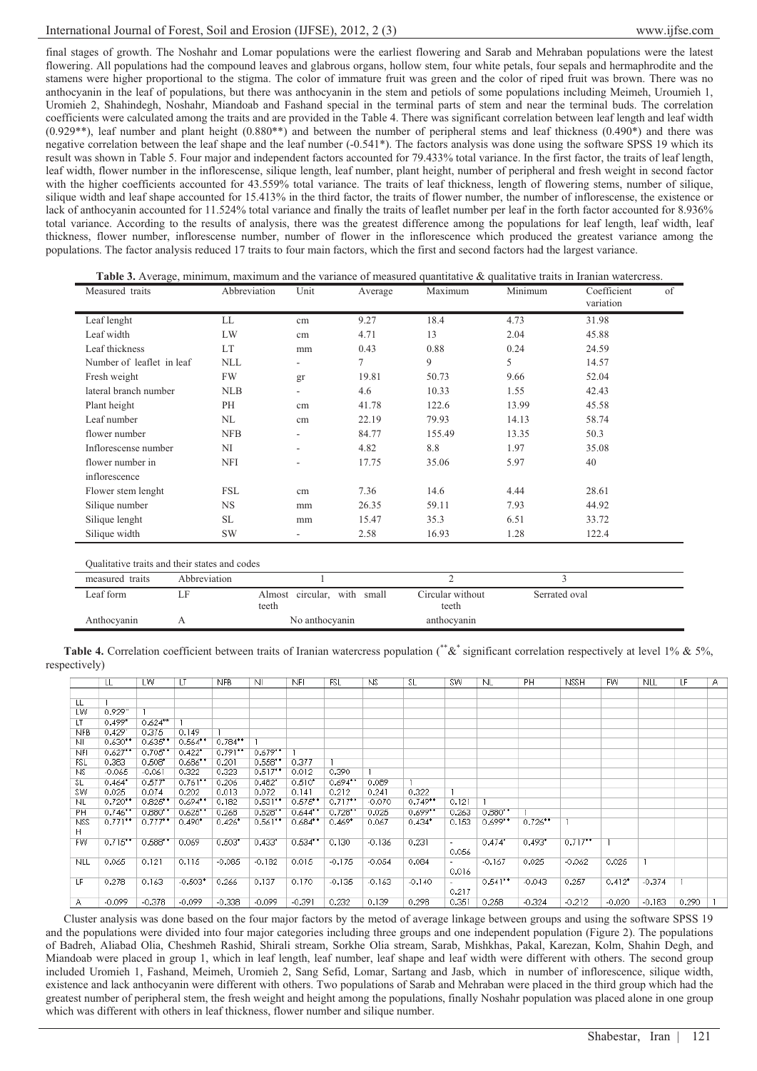final stages of growth. The Noshahr and Lomar populations were the earliest flowering and Sarab and Mehraban populations were the latest flowering. All populations had the compound leaves and glabrous organs, hollow stem, four white petals, four sepals and hermaphrodite and the stamens were higher proportional to the stigma. The color of immature fruit was green and the color of riped fruit was brown. There was no anthocyanin in the leaf of populations, but there was anthocyanin in the stem and petiols of some populations including Meimeh, Uroumieh 1, Uromieh 2, Shahindegh, Noshahr, Miandoab and Fashand special in the terminal parts of stem and near the terminal buds. The correlation coefficients were calculated among the traits and are provided in the Table 4. There was significant correlation between leaf length and leaf width (0.929**), leaf number and plant height (0.880**) and between the number of peripheral stems and leaf thickness (0.490*) and there was negative correlation between the leaf shape and the leaf number (-0.541*). The factors analysis was done using the software SPSS 19 which its result was shown in Table 5. Four major and independent factors accounted for 79.433% total variance. In the first factor, the traits of leaf length, leaf width, flower number in the inflorescense, silique length, leaf number, plant height, number of peripheral and fresh weight in second factor with the higher coefficients accounted for 43.559% total variance. The traits of leaf thickness, length of flowering stems, number of silique, silique width and leaf shape accounted for 15.413% in the third factor, the traits of flower number, the number of inflorescense, the existence or lack of anthocyanin accounted for 11.524% total variance and finally the traits of leaflet number per leaf in the forth factor accounted for 8.936% total variance. According to the results of analysis, there was the greatest difference among the populations for leaf length, leaf width, leaf thickness, flower number, inflorescense number, number of flower in the inflorescence which produced the greatest variance among the populations. The factor analysis reduced 17 traits to four main factors, which the first and second factors had the largest variance.

**Table 3.** Average, minimum, maximum and the variance of measured quantitative & qualitative traits in Iranian watercress.

| Measured traits | Abbreviation | Unit | Average | Maximum | Minimum | Coefficient of variation |
|---|---|---|---|---|---|---|
| Leaf lenght | LL | cm | 9.27 | 18.4 | 4.73 | 31.98 |
| Leaf width | LW | cm | 4.71 | 13 | 2.04 | 45.88 |
| Leaf thickness | LT | mm | 0.43 | 0.88 | 0.24 | 24.59 |
| Number of leaflet in leaf | NLL | - | 7 | 9 | 5 | 14.57 |
| Fresh weight | FW | gr | 19.81 | 50.73 | 9.66 | 52.04 |
| lateral branch number | NLB | - | 4.6 | 10.33 | 1.55 | 42.43 |
| Plant height | PH | cm | 41.78 | 122.6 | 13.99 | 45.58 |
| Leaf number | NL | cm | 22.19 | 79.93 | 14.13 | 58.74 |
| flower number | NFB | - | 84.77 | 155.49 | 13.35 | 50.3 |
| Inflorescense number | NI | - | 4.82 | 8.8 | 1.97 | 35.08 |
| flower number in inflorescence | NFI | - | 17.75 | 35.06 | 5.97 | 40 |
| Flower stem lenght | FSL | cm | 7.36 | 14.6 | 4.44 | 28.61 |
| Silique number | NS | mm | 26.35 | 59.11 | 7.93 | 44.92 |
| Silique lenght | SL | mm | 15.47 | 35.3 | 6.51 | 33.72 |
| Silique width | SW | - | 2.58 | 16.93 | 1.28 | 122.4 |

Qualitative traits and their states and codes

| measured traits | Abbreviation | 1 | 2 | 3 |
|---|---|---|---|---|
| Leaf form | LF | Almost circular, with small teeth | Circular without teeth | Serrated oval |
| Anthocyanin | A | No anthocyanin | anthocyanin | |

**Table 4.** Correlation coefficient between traits of Iranian watercress population (** & * significant correlation respectively at level 1% & 5%, respectively)

| | LL | LW | LT | NFB | NI | NFI | FSL | NS | SL | SW | NL | PH | NSSH | FW | NLL | LF | A |
|---|---|---|---|---|---|---|---|---|---|---|---|---|---|---|---|---|---|
| LL | 1 | | | | | | | | | | | | | | | | |
| LW | 0.929** | 1 | | | | | | | | | | | | | | | |
| LT | 0.499* | 0.624** | 1 | | | | | | | | | | | | | | |
| NFB | 0.429* | 0.375 | 0.149 | 1 | | | | | | | | | | | | | |
| NI | 0.630** | 0.635** | 0.564** | 0.784** | 1 | | | | | | | | | | | | |
| NFI | 0.627** | 0.705** | 0.422* | 0.791** | 0.679** | 1 | | | | | | | | | | | |
| FSL | 0.383 | 0.508* | 0.686** | 0.201 | 0.558** | 0.377 | 1 | | | | | | | | | | |
| NS | -0.065 | -0.061 | 0.322 | 0.323 | 0.517** | 0.012 | 0.390 | 1 | | | | | | | | | |
| SL | 0.464* | 0.577* | 0.761** | 0.206 | 0.482* | 0.510* | 0.694** | 0.089 | 1 | | | | | | | | |
| SW | 0.025 | 0.074 | 0.202 | 0.013 | 0.072 | 0.141 | 0.212 | 0.241 | 0.322 | 1 | | | | | | | |
| NL | 0.720** | 0.825** | 0.694** | 0.182 | 0.531** | 0.575** | 0.717** | -0.070 | 0.749** | 0.121 | 1 | | | | | | |
| PH | 0.746** | 0.880** | 0.625** | 0.268 | 0.528** | 0.644** | 0.728** | 0.025 | 0.699** | 0.263 | 0.880** | 1 | | | | | |
| NSSH | 0.771** | 0.777** | 0.490* | 0.425* | 0.561** | 0.684** | 0.469* | 0.067 | 0.434* | 0.153 | 0.699** | 0.726** | 1 | | | | |
| FW | 0.715** | 0.588** | 0.069 | 0.503* | 0.433* | 0.534** | 0.130 | -0.136 | 0.231 | -0.056 | 0.474* | 0.493* | 0.717** | 1 | | | |
| NLL | 0.065 | 0.121 | 0.115 | -0.085 | -0.182 | 0.015 | -0.175 | -0.054 | 0.084 | -0.016 | -0.167 | 0.025 | -0.062 | 0.025 | 1 | | |
| LF | 0.278 | 0.163 | -0.503* | 0.266 | 0.137 | 0.170 | -0.135 | -0.163 | -0.140 | -0.217 | 0.541** | -0.043 | 0.267 | 0.412* | -0.374 | 1 | |
| A | -0.099 | -0.378 | -0.099 | -0.338 | -0.099 | -0.391 | 0.232 | 0.139 | 0.298 | 0.351 | 0.268 | -0.324 | -0.212 | -0.020 | -0.183 | 0.290 | 1 |

Cluster analysis was done based on the four major factors by the metod of average linkage between groups and using the software SPSS 19 and the populations were divided into four major categories including three groups and one independent population (Figure 2). The populations of Badreh, Aliabad Olia, Cheshmeh Rashid, Shirali stream, Sorkhe Olia stream, Sarab, Mishkhas, Pakal, Karezan, Kolm, Shahin Degh, and Miandoab were placed in group 1, which in leaf length, leaf number, leaf shape and leaf width were different with others. The second group included Uromieh 1, Fashand, Meimeh, Uromieh 2, Sang Sefid, Lomar, Sartang and Jasb, which in number of inflorescence, silique width, existence and lack anthocyanin were different with others. Two populations of Sarab and Mehraban were placed in the third group which had the greatest number of peripheral stem, the fresh weight and height among the populations, finally Noshahr population was placed alone in one group which was different with others in leaf thickness, flower number and silique number.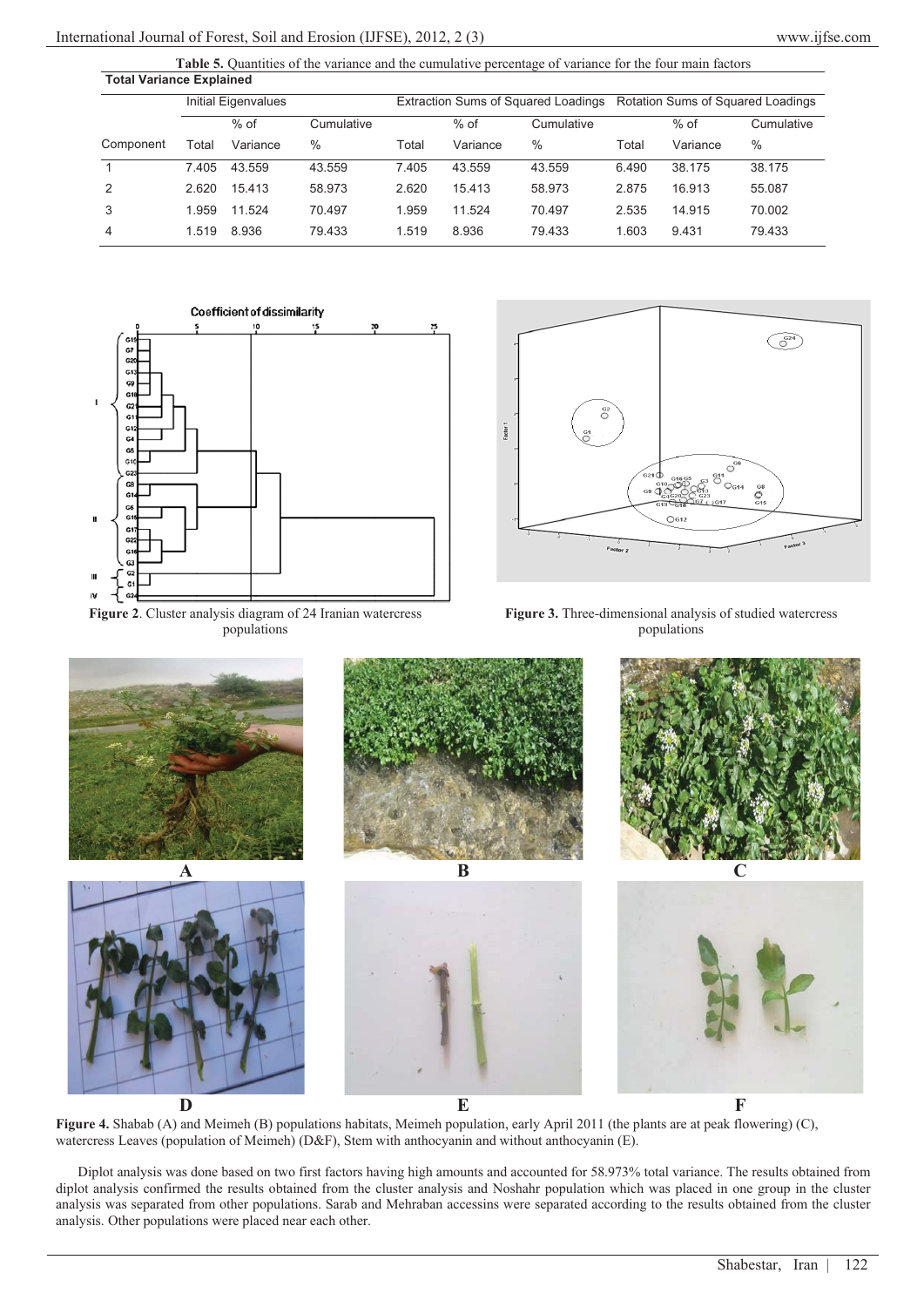**Table 5.** Quantities of the variance and the cumulative percentage of variance for the four main factors

**Total Variance Explained**

| Component | Initial Eigenvalues | | | Extraction Sums of Squared Loadings | | | Rotation Sums of Squared Loadings | | |
|---|---|---|---|---|---|---|---|---|---|
| | Total | % of Variance | Cumulative % | Total | % of Variance | Cumulative % | Total | % of Variance | Cumulative % |
| 1 | 7.405 | 43.559 | 43.559 | 7.405 | 43.559 | 43.559 | 6.490 | 38.175 | 38.175 |
| 2 | 2.620 | 15.413 | 58.973 | 2.620 | 15.413 | 58.973 | 2.875 | 16.913 | 55.087 |
| 3 | 1.959 | 11.524 | 70.497 | 1.959 | 11.524 | 70.497 | 2.535 | 14.915 | 70.002 |
| 4 | 1.519 | 8.936 | 79.433 | 1.519 | 8.936 | 79.433 | 1.603 | 9.431 | 79.433 |

**Figure 2**. Cluster analysis diagram of 24 Iranian watercress populations

**Figure 3.** Three-dimensional analysis of studied watercress populations

**Figure 4.** Shabab (A) and Meimeh (B) populations habitats, Meimeh population, early April 2011 (the plants are at peak flowering) (C), watercress Leaves (population of Meimeh) (D&F), Stem with anthocyanin and without anthocyanin (E).

Diplot analysis was done based on two first factors having high amounts and accounted for 58.973% total variance. The results obtained from diplot analysis confirmed the results obtained from the cluster analysis and Noshahr population which was placed in one group in the cluster analysis was separated from other populations. Sarab and Mehraban accessins were separated according to the results obtained from the cluster analysis. Other populations were placed near each other.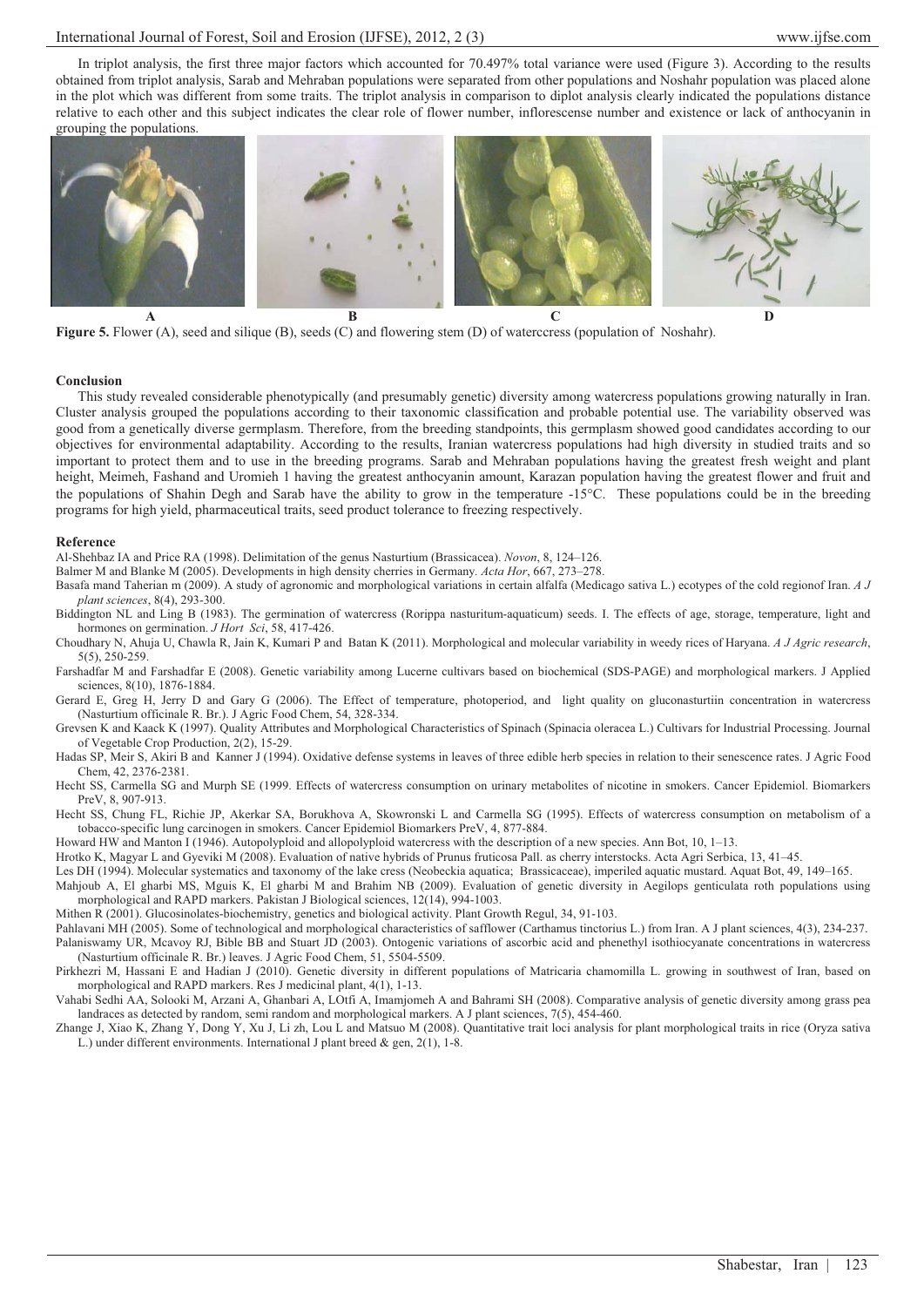In triplot analysis, the first three major factors which accounted for 70.497% total variance were used (Figure 3). According to the results obtained from triplot analysis, Sarab and Mehraban populations were separated from other populations and Noshahr population was placed alone in the plot which was different from some traits. The triplot analysis in comparison to diplot analysis clearly indicated the populations distance relative to each other and this subject indicates the clear role of flower number, inflorescense number and existence or lack of anthocyanin in grouping the populations.

A B C D

**Figure 5.** Flower (A), seed and silique (B), seeds (C) and flowering stem (D) of watercress (population of Noshahr).

## Conclusion

This study revealed considerable phenotypically (and presumably genetic) diversity among watercress populations growing naturally in Iran. Cluster analysis grouped the populations according to their taxonomic classification and probable potential use. The variability observed was good from a genetically diverse germplasm. Therefore, from the breeding standpoints, this germplasm showed good candidates according to our objectives for environmental adaptability. According to the results, Iranian watercress populations had high diversity in studied traits and so important to protect them and to use in the breeding programs. Sarab and Mehraban populations having the greatest fresh weight and plant height, Meimeh, Fashand and Uromieh 1 having the greatest anthocyanin amount, Karazan population having the greatest flower and fruit and the populations of Shahin Degh and Sarab have the ability to grow in the temperature -15°C. These populations could be in the breeding programs for high yield, pharmaceutical traits, seed product tolerance to freezing respectively.

## Reference

Al-Shehbaz IA and Price RA (1998). Delimitation of the genus Nasturtium (Brassicacea). *Novon*, 8, 124–126.

Balmer M and Blanke M (2005). Developments in high density cherries in Germany. *Acta Hor*, 667, 273–278.

Basafa mand Taherian m (2009). A study of agronomic and morphological variations in certain alfalfa (Medicago sativa L.) ecotypes of the cold regionof Iran. *A J plant sciences*, 8(4), 293-300.

Biddington NL and Ling B (1983). The germination of watercress (Rorippa nasturitum-aquaticum) seeds. I. The effects of age, storage, temperature, light and hormones on germination. *J Hort Sci*, 58, 417-426.

Choudhary N, Ahuja U, Chawla R, Jain K, Kumari P and Batan K (2011). Morphological and molecular variability in weedy rices of Haryana. *A J Agric research*, 5(5), 250-259.

Farshadfar M and Farshadfar E (2008). Genetic variability among Lucerne cultivars based on biochemical (SDS-PAGE) and morphological markers. J Applied sciences, 8(10), 1876-1884.

Gerard E, Greg H, Jerry D and Gary G (2006). The Effect of temperature, photoperiod, and light quality on gluconasturtiin concentration in watercress (Nasturtium officinale R. Br.). J Agric Food Chem, 54, 328-334.

Grevsen K and Kaack K (1997). Quality Attributes and Morphological Characteristics of Spinach (Spinacia oleracea L.) Cultivars for Industrial Processing. Journal of Vegetable Crop Production, 2(2), 15-29.

Hadas SP, Meir S, Akiri B and Kanner J (1994). Oxidative defense systems in leaves of three edible herb species in relation to their senescence rates. J Agric Food Chem, 42, 2376-2381.

Hecht SS, Carmella SG and Murph SE (1999. Effects of watercress consumption on urinary metabolites of nicotine in smokers. Cancer Epidemiol. Biomarkers PreV, 8, 907-913.

Hecht SS, Chung FL, Richie JP, Akerkar SA, Borukhova A, Skowronski L and Carmella SG (1995). Effects of watercress consumption on metabolism of a tobacco-specific lung carcinogen in smokers. Cancer Epidemiol Biomarkers PreV, 4, 877-884.

Howard HW and Manton I (1946). Autopolyploid and allopolyploid watercress with the description of a new species. Ann Bot, 10, 1–13.

Hrotko K, Magyar L and Gyeviki M (2008). Evaluation of native hybrids of Prunus fruticosa Pall. as cherry interstocks. Acta Agri Serbica, 13, 41–45.

Les DH (1994). Molecular systematics and taxonomy of the lake cress (Neobeckia aquatica; Brassicaceae), imperiled aquatic mustard. Aquat Bot, 49, 149–165.

Mahjoub A, El gharbi MS, Mguis K, El gharbi M and Brahim NB (2009). Evaluation of genetic diversity in Aegilops genticulata roth populations using morphological and RAPD markers. Pakistan J Biological sciences, 12(14), 994-1003.

Mithen R (2001). Glucosinolates-biochemistry, genetics and biological activity. Plant Growth Regul, 34, 91-103.

Pahlavani MH (2005). Some of technological and morphological characteristics of safflower (Carthamus tinctorius L.) from Iran. A J plant sciences, 4(3), 234-237.

Palaniswamy UR, Mcavoy RJ, Bible BB and Stuart JD (2003). Ontogenic variations of ascorbic acid and phenethyl isothiocyanate concentrations in watercress (Nasturtium officinale R. Br.) leaves. J Agric Food Chem, 51, 5504-5509.

Pirkhezri M, Hassani E and Hadian J (2010). Genetic diversity in different populations of Matricaria chamomilla L. growing in southwest of Iran, based on morphological and RAPD markers. Res J medicinal plant, 4(1), 1-13.

Vahabi Sedhi AA, Solooki M, Arzani A, Ghanbari A, LOtfi A, Imamjomeh A and Bahrami SH (2008). Comparative analysis of genetic diversity among grass pea landraces as detected by random, semi random and morphological markers. A J plant sciences, 7(5), 454-460.

Zhange J, Xiao K, Zhang Y, Dong Y, Xu J, Li zh, Lou L and Matsuo M (2008). Quantitative trait loci analysis for plant morphological traits in rice (Oryza sativa L.) under different environments. International J plant breed & gen, 2(1), 1-8.